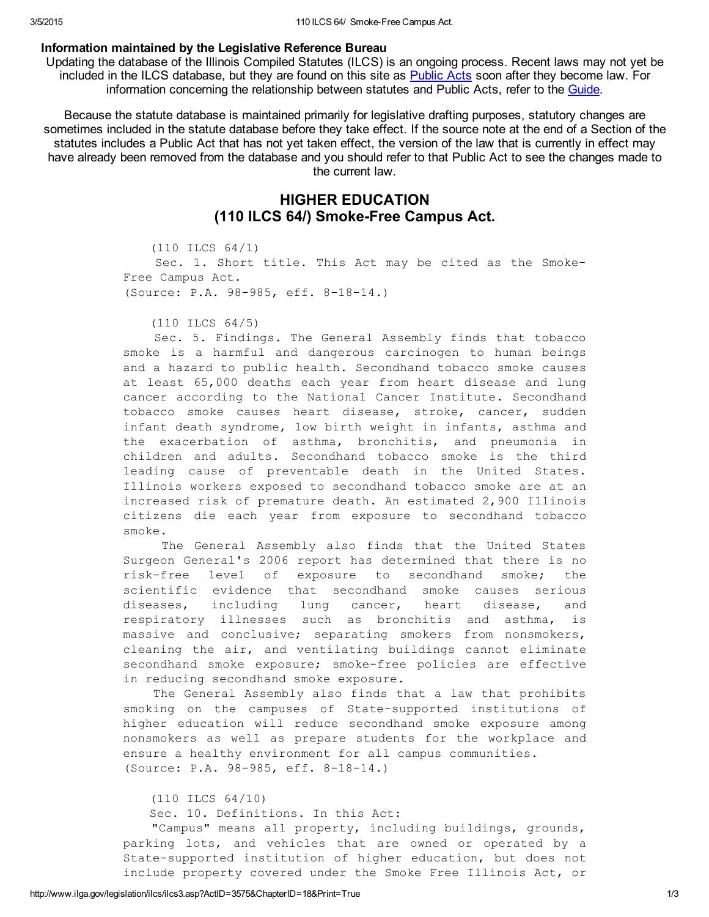**Information maintained by the Legislative Reference Bureau**

Updating the database of the Illinois Compiled Statutes (ILCS) is an ongoing process. Recent laws may not yet be included in the ILCS database, but they are found on this site as Public Acts soon after they become law. For information concerning the relationship between statutes and Public Acts, refer to the Guide.

Because the statute database is maintained primarily for legislative drafting purposes, statutory changes are sometimes included in the statute database before they take effect. If the source note at the end of a Section of the statutes includes a Public Act that has not yet taken effect, the version of the law that is currently in effect may have already been removed from the database and you should refer to that Public Act to see the changes made to the current law.

# HIGHER EDUCATION
# (110 ILCS 64/) Smoke-Free Campus Act.

(110 ILCS 64/1)

Sec. 1. Short title. This Act may be cited as the Smoke-Free Campus Act.
(Source: P.A. 98-985, eff. 8-18-14.)

(110 ILCS 64/5)

Sec. 5. Findings. The General Assembly finds that tobacco smoke is a harmful and dangerous carcinogen to human beings and a hazard to public health. Secondhand tobacco smoke causes at least 65,000 deaths each year from heart disease and lung cancer according to the National Cancer Institute. Secondhand tobacco smoke causes heart disease, stroke, cancer, sudden infant death syndrome, low birth weight in infants, asthma and the exacerbation of asthma, bronchitis, and pneumonia in children and adults. Secondhand tobacco smoke is the third leading cause of preventable death in the United States. Illinois workers exposed to secondhand tobacco smoke are at an increased risk of premature death. An estimated 2,900 Illinois citizens die each year from exposure to secondhand tobacco smoke.

The General Assembly also finds that the United States Surgeon General's 2006 report has determined that there is no risk-free level of exposure to secondhand smoke; the scientific evidence that secondhand smoke causes serious diseases, including lung cancer, heart disease, and respiratory illnesses such as bronchitis and asthma, is massive and conclusive; separating smokers from nonsmokers, cleaning the air, and ventilating buildings cannot eliminate secondhand smoke exposure; smoke-free policies are effective in reducing secondhand smoke exposure.

The General Assembly also finds that a law that prohibits smoking on the campuses of State-supported institutions of higher education will reduce secondhand smoke exposure among nonsmokers as well as prepare students for the workplace and ensure a healthy environment for all campus communities.
(Source: P.A. 98-985, eff. 8-18-14.)

(110 ILCS 64/10)

Sec. 10. Definitions. In this Act:

"Campus" means all property, including buildings, grounds, parking lots, and vehicles that are owned or operated by a State-supported institution of higher education, but does not include property covered under the Smoke Free Illinois Act, or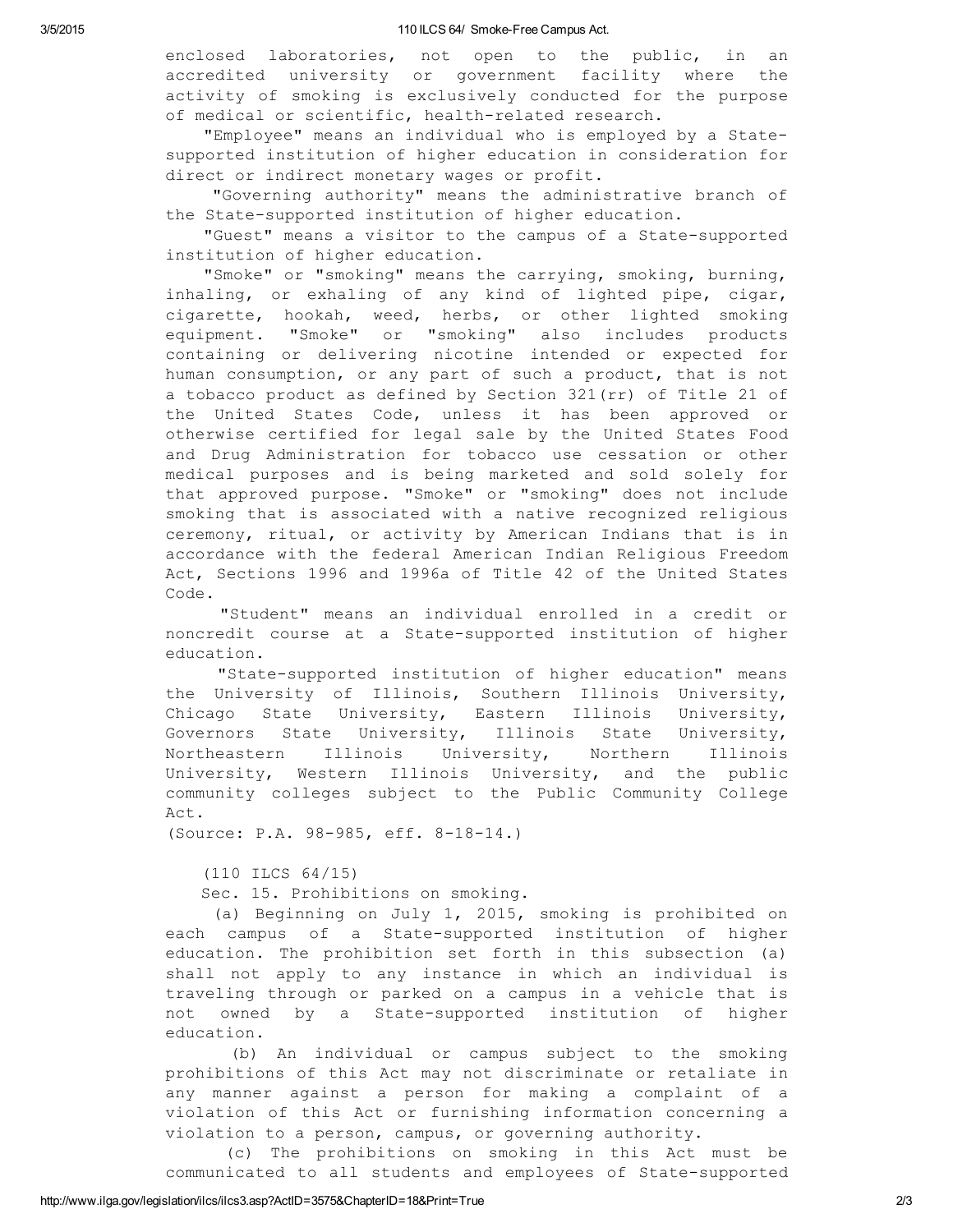enclosed laboratories, not open to the public, in an accredited university or government facility where the activity of smoking is exclusively conducted for the purpose of medical or scientific, health-related research.

"Employee" means an individual who is employed by a State-supported institution of higher education in consideration for direct or indirect monetary wages or profit.

"Governing authority" means the administrative branch of the State-supported institution of higher education.

"Guest" means a visitor to the campus of a State-supported institution of higher education.

"Smoke" or "smoking" means the carrying, smoking, burning, inhaling, or exhaling of any kind of lighted pipe, cigar, cigarette, hookah, weed, herbs, or other lighted smoking equipment. "Smoke" or "smoking" also includes products containing or delivering nicotine intended or expected for human consumption, or any part of such a product, that is not a tobacco product as defined by Section 321(rr) of Title 21 of the United States Code, unless it has been approved or otherwise certified for legal sale by the United States Food and Drug Administration for tobacco use cessation or other medical purposes and is being marketed and sold solely for that approved purpose. "Smoke" or "smoking" does not include smoking that is associated with a native recognized religious ceremony, ritual, or activity by American Indians that is in accordance with the federal American Indian Religious Freedom Act, Sections 1996 and 1996a of Title 42 of the United States Code.

"Student" means an individual enrolled in a credit or noncredit course at a State-supported institution of higher education.

"State-supported institution of higher education" means the University of Illinois, Southern Illinois University, Chicago State University, Eastern Illinois University, Governors State University, Illinois State University, Northeastern Illinois University, Northern Illinois University, Western Illinois University, and the public community colleges subject to the Public Community College Act.

(Source: P.A. 98-985, eff. 8-18-14.)

(110 ILCS 64/15)

Sec. 15. Prohibitions on smoking.

(a) Beginning on July 1, 2015, smoking is prohibited on each campus of a State-supported institution of higher education. The prohibition set forth in this subsection (a) shall not apply to any instance in which an individual is traveling through or parked on a campus in a vehicle that is not owned by a State-supported institution of higher education.

(b) An individual or campus subject to the smoking prohibitions of this Act may not discriminate or retaliate in any manner against a person for making a complaint of a violation of this Act or furnishing information concerning a violation to a person, campus, or governing authority.

(c) The prohibitions on smoking in this Act must be communicated to all students and employees of State-supported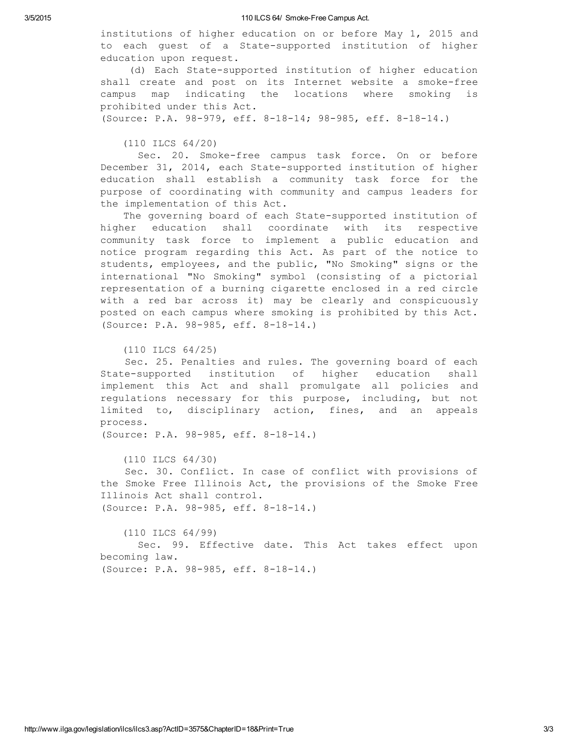institutions of higher education on or before May 1, 2015 and to each guest of a State-supported institution of higher education upon request.

(d) Each State-supported institution of higher education shall create and post on its Internet website a smoke-free campus map indicating the locations where smoking is prohibited under this Act.
(Source: P.A. 98-979, eff. 8-18-14; 98-985, eff. 8-18-14.)

(110 ILCS 64/20)

Sec. 20. Smoke-free campus task force. On or before December 31, 2014, each State-supported institution of higher education shall establish a community task force for the purpose of coordinating with community and campus leaders for the implementation of this Act.

The governing board of each State-supported institution of higher education shall coordinate with its respective community task force to implement a public education and notice program regarding this Act. As part of the notice to students, employees, and the public, "No Smoking" signs or the international "No Smoking" symbol (consisting of a pictorial representation of a burning cigarette enclosed in a red circle with a red bar across it) may be clearly and conspicuously posted on each campus where smoking is prohibited by this Act.
(Source: P.A. 98-985, eff. 8-18-14.)

(110 ILCS 64/25)

Sec. 25. Penalties and rules. The governing board of each State-supported institution of higher education shall implement this Act and shall promulgate all policies and regulations necessary for this purpose, including, but not limited to, disciplinary action, fines, and an appeals process.
(Source: P.A. 98-985, eff. 8-18-14.)

(110 ILCS 64/30)

Sec. 30. Conflict. In case of conflict with provisions of the Smoke Free Illinois Act, the provisions of the Smoke Free Illinois Act shall control.
(Source: P.A. 98-985, eff. 8-18-14.)

(110 ILCS 64/99)

Sec. 99. Effective date. This Act takes effect upon becoming law.
(Source: P.A. 98-985, eff. 8-18-14.)